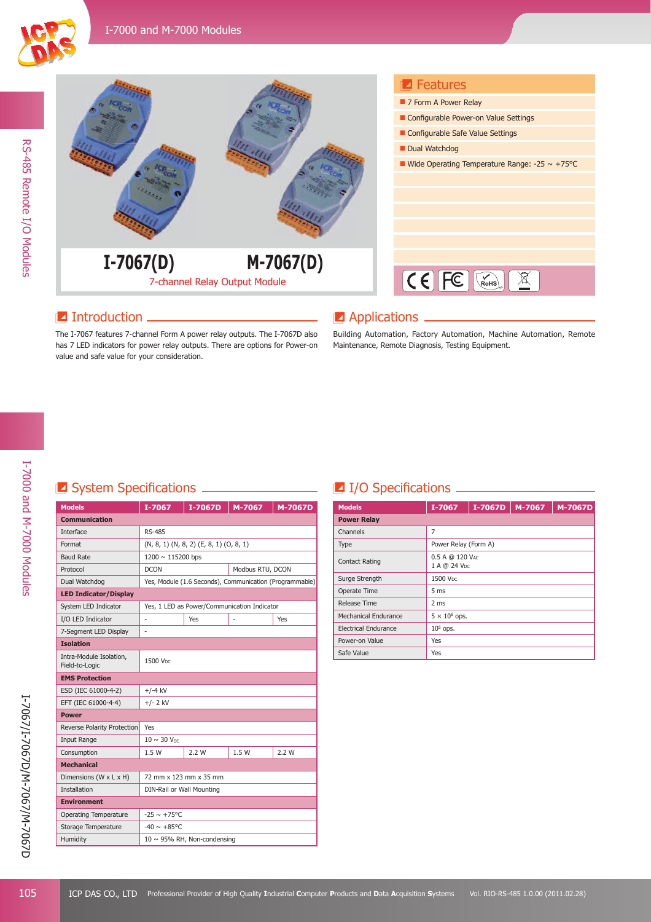# I-7067(D) M-7067(D)

7-channel Relay Output Module

## Features

- 7 Form A Power Relay
- Configurable Power-on Value Settings
- Configurable Safe Value Settings
- Dual Watchdog
- Wide Operating Temperature Range: -25 ~ +75°C

## Introduction

The I-7067 features 7-channel Form A power relay outputs. The I-7067D also has 7 LED indicators for power relay outputs. There are options for Power-on value and safe value for your consideration.

## Applications

Building Automation, Factory Automation, Machine Automation, Remote Maintenance, Remote Diagnosis, Testing Equipment.

## System Specifications

| Models | I-7067 | I-7067D | M-7067 | M-7067D |
|---|---|---|---|---|
| **Communication** | | | | |
| Interface | RS-485 | | | |
| Format | (N, 8, 1) (N, 8, 2) (E, 8, 1) (O, 8, 1) | | | |
| Baud Rate | 1200 ~ 115200 bps | | | |
| Protocol | DCON | | Modbus RTU, DCON | |
| Dual Watchdog | Yes, Module (1.6 Seconds), Communication (Programmable) | | | |
| **LED Indicator/Display** | | | | |
| System LED Indicator | Yes, 1 LED as Power/Communication Indicator | | | |
| I/O LED Indicator | - | Yes | - | Yes |
| 7-Segment LED Display | - | | | |
| **Isolation** | | | | |
| Intra-Module Isolation, Field-to-Logic | 1500 $V_{DC}$ | | | |
| **EMS Protection** | | | | |
| ESD (IEC 61000-4-2) | +/-4 kV | | | |
| EFT (IEC 61000-4-4) | +/- 2 kV | | | |
| **Power** | | | | |
| Reverse Polarity Protection | Yes | | | |
| Input Range | 10 ~ 30 $V_{DC}$ | | | |
| Consumption | 1.5 W | 2.2 W | 1.5 W | 2.2 W |
| **Mechanical** | | | | |
| Dimensions (W x L x H) | 72 mm x 123 mm x 35 mm | | | |
| Installation | DIN-Rail or Wall Mounting | | | |
| **Environment** | | | | |
| Operating Temperature | -25 ~ +75°C | | | |
| Storage Temperature | -40 ~ +85°C | | | |
| Humidity | 10 ~ 95% RH, Non-condensing | | | |

## I/O Specifications

| Models | I-7067 | I-7067D | M-7067 | M-7067D |
|---|---|---|---|---|
| **Power Relay** | | | | |
| Channels | 7 | | | |
| Type | Power Relay (Form A) | | | |
| Contact Rating | 0.5 A @ 120 $V_{AC}$<br>1 A @ 24 $V_{DC}$ | | | |
| Surge Strength | 1500 $V_{DC}$ | | | |
| Operate Time | 5 ms | | | |
| Release Time | 2 ms | | | |
| Mechanical Endurance | $5 \times 10^6$ ops. | | | |
| Electrical Endurance | $10^5$ ops. | | | |
| Power-on Value | Yes | | | |
| Safe Value | Yes | | | |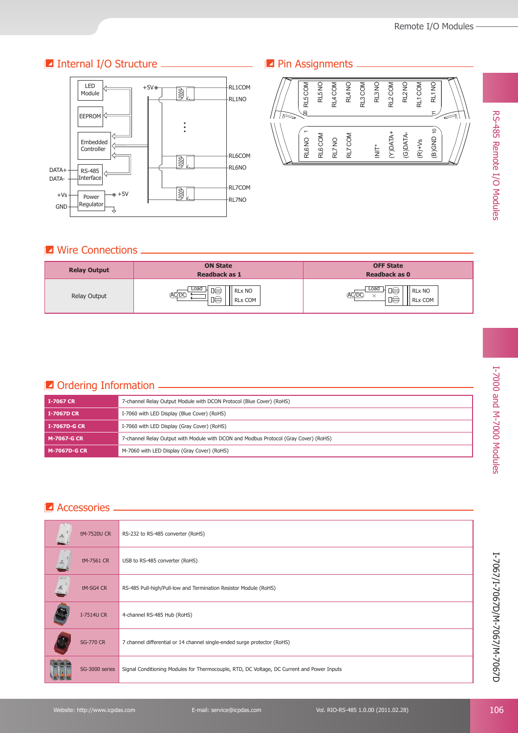## Internal I/O Structure

LED Module
EEPROM
Embedded Controller
RS-485 Interface
Power Regulator
DATA+
DATA-
+Vs
GND
+5V
+5V
RL1COM
RL1NO
RL6COM
RL6NO
RL7COM
RL7NO

## Pin Assignments

20 RL5 COM
RL5 NO
RL4 COM
RL4 NO
RL3 COM
RL3 NO
RL2 COM
RL2 NO
RL1 COM
RL1 NO 11

1 RL6 NO
RL6 COM
RL7 NO
RL7 COM
INIT*
(Y)DATA+
(G)DATA-
(R)+Vs
(B)GND 10

## Wire Connections

| Relay Output | ON State Readback as 1 | OFF State Readback as 0 |
|---|---|---|
| Relay Output | AC/DC Load RLx NO RLx COM | AC/DC Load RLx NO RLx COM |

## Ordering Information

| | |
|---|---|
| I-7067 CR | 7-channel Relay Output Module with DCON Protocol (Blue Cover) (RoHS) |
| I-7067D CR | I-7060 with LED Display (Blue Cover) (RoHS) |
| I-7067D-G CR | I-7060 with LED Display (Gray Cover) (RoHS) |
| M-7067-G CR | 7-channel Relay Output with Module with DCON and Modbus Protocol (Gray Cover) (RoHS) |
| M-7067D-G CR | M-7060 with LED Display (Gray Cover) (RoHS) |

## Accessories

| | |
|---|---|
| tM-7520U CR | RS-232 to RS-485 converter (RoHS) |
| tM-7561 CR | USB to RS-485 converter (RoHS) |
| tM-SG4 CR | RS-485 Pull-high/Pull-low and Termination Resistor Module (RoHS) |
| I-7514U CR | 4-channel RS-485 Hub (RoHS) |
| SG-770 CR | 7 channel differential or 14 channel single-ended surge protector (RoHS) |
| SG-3000 series | Signal Conditioning Modules for Thermocouple, RTD, DC Voltage, DC Current and Power Inputs |